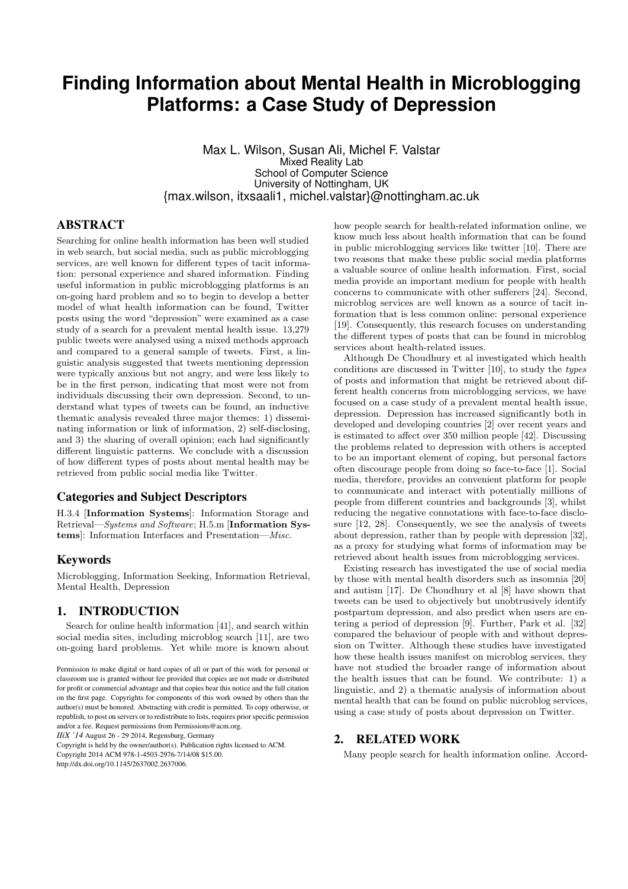# Finding Information about Mental Health in Microblogging Platforms: a Case Study of Depression

Max L. Wilson, Susan Ali, Michel F. Valstar
Mixed Reality Lab
School of Computer Science
University of Nottingham, UK
{max.wilson, itxsaali1, michel.valstar}@nottingham.ac.uk

## ABSTRACT

Searching for online health information has been well studied in web search, but social media, such as public microblogging services, are well known for different types of tacit information: personal experience and shared information. Finding useful information in public microblogging platforms is an on-going hard problem and so to begin to develop a better model of what health information can be found, Twitter posts using the word "depression" were examined as a case study of a search for a prevalent mental health issue. 13,279 public tweets were analysed using a mixed methods approach and compared to a general sample of tweets. First, a linguistic analysis suggested that tweets mentioning depression were typically anxious but not angry, and were less likely to be in the first person, indicating that most were not from individuals discussing their own depression. Second, to understand what types of tweets can be found, an inductive thematic analysis revealed three major themes: 1) disseminating information or link of information, 2) self-disclosing, and 3) the sharing of overall opinion; each had significantly different linguistic patterns. We conclude with a discussion of how different types of posts about mental health may be retrieved from public social media like Twitter.

### Categories and Subject Descriptors

H.3.4 [**Information Systems**]: Information Storage and Retrieval—*Systems and Software*; H.5.m [**Information Systems**]: Information Interfaces and Presentation—*Misc.*

### Keywords

Microblogging, Information Seeking, Information Retrieval, Mental Health, Depression

## 1. INTRODUCTION

Search for online health information [41], and search within social media sites, including microblog search [11], are two on-going hard problems. Yet while more is known about how people search for health-related information online, we know much less about health information that can be found in public microblogging services like twitter [10]. There are two reasons that make these public social media platforms a valuable source of online health information. First, social media provide an important medium for people with health concerns to communicate with other sufferers [24]. Second, microblog services are well known as a source of tacit information that is less common online: personal experience [19]. Consequently, this research focuses on understanding the different types of posts that can be found in microblog services about health-related issues.

Although De Choudhury et al investigated which health conditions are discussed in Twitter [10], to study the *types* of posts and information that might be retrieved about different health concerns from microblogging services, we have focused on a case study of a prevalent mental health issue, depression. Depression has increased significantly both in developed and developing countries [2] over recent years and is estimated to affect over 350 million people [42]. Discussing the problems related to depression with others is accepted to be an important element of coping, but personal factors often discourage people from doing so face-to-face [1]. Social media, therefore, provides an convenient platform for people to communicate and interact with potentially millions of people from different countries and backgrounds [3], whilst reducing the negative connotations with face-to-face disclosure [12, 28]. Consequently, we see the analysis of tweets about depression, rather than by people with depression [32], as a proxy for studying what forms of information may be retrieved about health issues from microblogging services.

Existing research has investigated the use of social media by those with mental health disorders such as insomnia [20] and autism [17]. De Choudhury et al [8] have shown that tweets can be used to objectively but unobtrusively identify postpartum depression, and also predict when users are entering a period of depression [9]. Further, Park et al. [32] compared the behaviour of people with and without depression on Twitter. Although these studies have investigated how these health issues manifest on microblog services, they have not studied the broader range of information about the health issues that can be found. We contribute: 1) a linguistic, and 2) a thematic analysis of information about mental health that can be found on public microblog services, using a case study of posts about depression on Twitter.

## 2. RELATED WORK

Many people search for health information online. Accord-

Permission to make digital or hard copies of all or part of this work for personal or classroom use is granted without fee provided that copies are not made or distributed for profit or commercial advantage and that copies bear this notice and the full citation on the first page. Copyrights for components of this work owned by others than the author(s) must be honored. Abstracting with credit is permitted. To copy otherwise, or republish, to post on servers or to redistribute to lists, requires prior specific permission and/or a fee. Request permissions from Permissions@acm.org.
*IIiX '14* August 26 - 29 2014, Regensburg, Germany
Copyright is held by the owner/author(s). Publication rights licensed to ACM.
Copyright 2014 ACM 978-1-4503-2976-7/14/08 $15.00.
http://dx.doi.org/10.1145/2637002.2637006.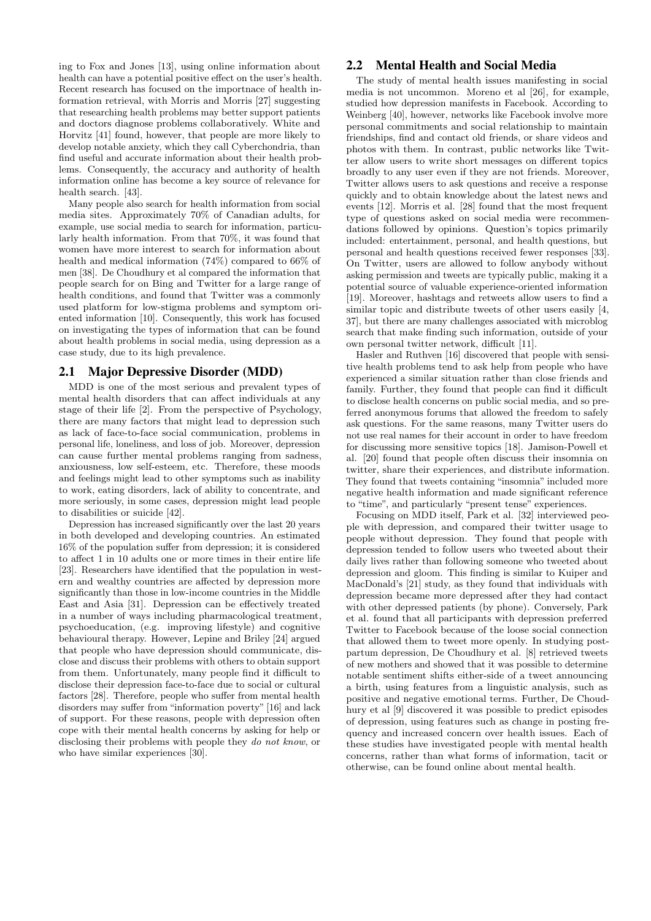ing to Fox and Jones [13], using online information about health can have a potential positive effect on the user's health. Recent research has focused on the importnace of health information retrieval, with Morris and Morris [27] suggesting that researching health problems may better support patients and doctors diagnose problems collaboratively. White and Horvitz [41] found, however, that people are more likely to develop notable anxiety, which they call Cyberchondria, than find useful and accurate information about their health problems. Consequently, the accuracy and authority of health information online has become a key source of relevance for health search. [43].

Many people also search for health information from social media sites. Approximately 70% of Canadian adults, for example, use social media to search for information, particularly health information. From that 70%, it was found that women have more interest to search for information about health and medical information (74%) compared to 66% of men [38]. De Choudhury et al compared the information that people search for on Bing and Twitter for a large range of health conditions, and found that Twitter was a commonly used platform for low-stigma problems and symptom oriented information [10]. Consequently, this work has focused on investigating the types of information that can be found about health problems in social media, using depression as a case study, due to its high prevalence.

## 2.1 Major Depressive Disorder (MDD)

MDD is one of the most serious and prevalent types of mental health disorders that can affect individuals at any stage of their life [2]. From the perspective of Psychology, there are many factors that might lead to depression such as lack of face-to-face social communication, problems in personal life, loneliness, and loss of job. Moreover, depression can cause further mental problems ranging from sadness, anxiousness, low self-esteem, etc. Therefore, these moods and feelings might lead to other symptoms such as inability to work, eating disorders, lack of ability to concentrate, and more seriously, in some cases, depression might lead people to disabilities or suicide [42].

Depression has increased significantly over the last 20 years in both developed and developing countries. An estimated 16% of the population suffer from depression; it is considered to affect 1 in 10 adults one or more times in their entire life [23]. Researchers have identified that the population in western and wealthy countries are affected by depression more significantly than those in low-income countries in the Middle East and Asia [31]. Depression can be effectively treated in a number of ways including pharmacological treatment, psychoeducation, (e.g. improving lifestyle) and cognitive behavioural therapy. However, Lepine and Briley [24] argued that people who have depression should communicate, disclose and discuss their problems with others to obtain support from them. Unfortunately, many people find it difficult to disclose their depression face-to-face due to social or cultural factors [28]. Therefore, people who suffer from mental health disorders may suffer from "information poverty" [16] and lack of support. For these reasons, people with depression often cope with their mental health concerns by asking for help or disclosing their problems with people they *do not know*, or who have similar experiences [30].

## 2.2 Mental Health and Social Media

The study of mental health issues manifesting in social media is not uncommon. Moreno et al [26], for example, studied how depression manifests in Facebook. According to Weinberg [40], however, networks like Facebook involve more personal commitments and social relationship to maintain friendships, find and contact old friends, or share videos and photos with them. In contrast, public networks like Twitter allow users to write short messages on different topics broadly to any user even if they are not friends. Moreover, Twitter allows users to ask questions and receive a response quickly and to obtain knowledge about the latest news and events [12]. Morris et al. [28] found that the most frequent type of questions asked on social media were recommendations followed by opinions. Question's topics primarily included: entertainment, personal, and health questions, but personal and health questions received fewer responses [33]. On Twitter, users are allowed to follow anybody without asking permission and tweets are typically public, making it a potential source of valuable experience-oriented information [19]. Moreover, hashtags and retweets allow users to find a similar topic and distribute tweets of other users easily [4, 37], but there are many challenges associated with microblog search that make finding such information, outside of your own personal twitter network, difficult [11].

Hasler and Ruthven [16] discovered that people with sensitive health problems tend to ask help from people who have experienced a similar situation rather than close friends and family. Further, they found that people can find it difficult to disclose health concerns on public social media, and so preferred anonymous forums that allowed the freedom to safely ask questions. For the same reasons, many Twitter users do not use real names for their account in order to have freedom for discussing more sensitive topics [18]. Jamison-Powell et al. [20] found that people often discuss their insomnia on twitter, share their experiences, and distribute information. They found that tweets containing "insomnia" included more negative health information and made significant reference to "time", and particularly "present tense" experiences.

Focusing on MDD itself, Park et al. [32] interviewed people with depression, and compared their twitter usage to people without depression. They found that people with depression tended to follow users who tweeted about their daily lives rather than following someone who tweeted about depression and gloom. This finding is similar to Kuiper and MacDonald's [21] study, as they found that individuals with depression became more depressed after they had contact with other depressed patients (by phone). Conversely, Park et al. found that all participants with depression preferred Twitter to Facebook because of the loose social connection that allowed them to tweet more openly. In studying postpartum depression, De Choudhury et al. [8] retrieved tweets of new mothers and showed that it was possible to determine notable sentiment shifts either-side of a tweet announcing a birth, using features from a linguistic analysis, such as positive and negative emotional terms. Further, De Choudhury et al [9] discovered it was possible to predict episodes of depression, using features such as change in posting frequency and increased concern over health issues. Each of these studies have investigated people with mental health concerns, rather than what forms of information, tacit or otherwise, can be found online about mental health.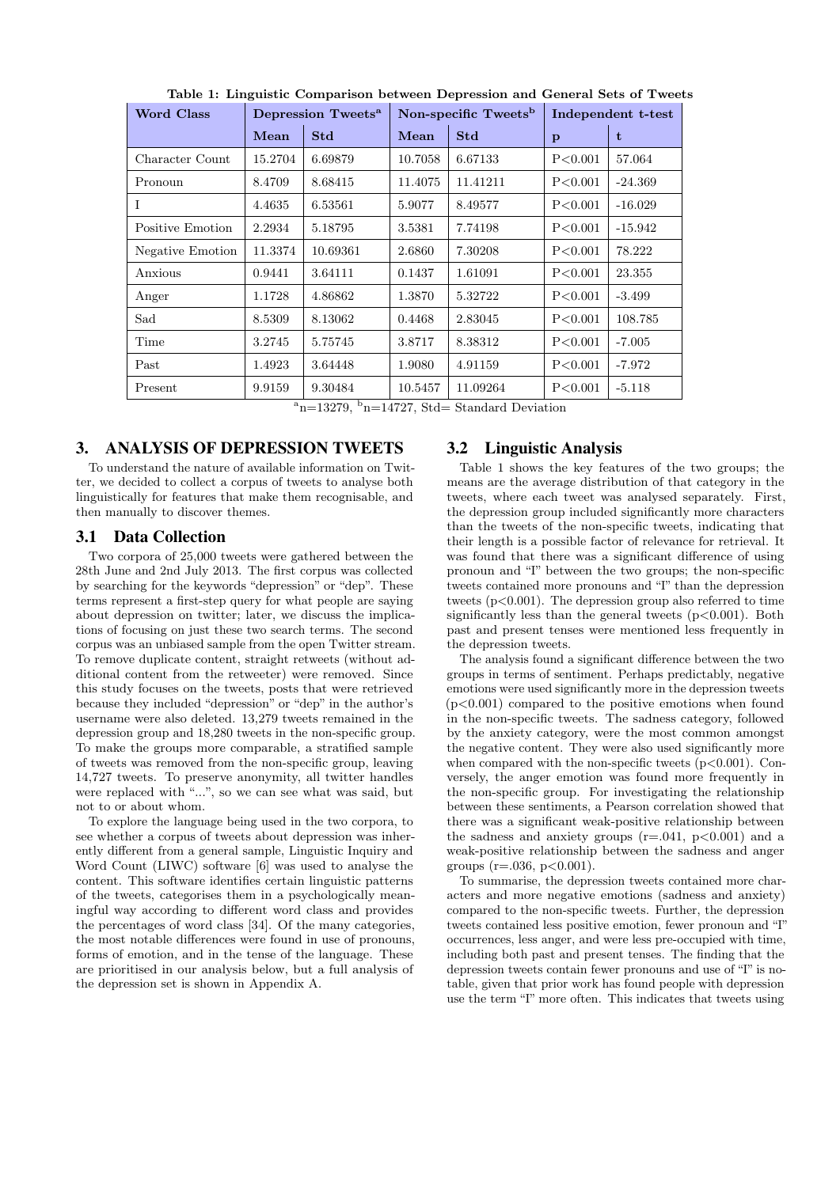**Table 1: Linguistic Comparison between Depression and General Sets of Tweets**

| Word Class | Depression Tweets[a] | | Non-specific Tweets[b] | | Independent t-test | |
|---|---|---|---|---|---|---|
| | Mean | Std | Mean | Std | p | t |
| Character Count | 15.2704 | 6.69879 | 10.7058 | 6.67133 | P<0.001 | 57.064 |
| Pronoun | 8.4709 | 8.68415 | 11.4075 | 11.41211 | P<0.001 | -24.369 |
| I | 4.4635 | 6.53561 | 5.9077 | 8.49577 | P<0.001 | -16.029 |
| Positive Emotion | 2.2934 | 5.18795 | 3.5381 | 7.74198 | P<0.001 | -15.942 |
| Negative Emotion | 11.3374 | 10.69361 | 2.6860 | 7.30208 | P<0.001 | 78.222 |
| Anxious | 0.9441 | 3.64111 | 0.1437 | 1.61091 | P<0.001 | 23.355 |
| Anger | 1.1728 | 4.86862 | 1.3870 | 5.32722 | P<0.001 | -3.499 |
| Sad | 8.5309 | 8.13062 | 0.4468 | 2.83045 | P<0.001 | 108.785 |
| Time | 3.2745 | 5.75745 | 3.8717 | 8.38312 | P<0.001 | -7.005 |
| Past | 1.4923 | 3.64448 | 1.9080 | 4.91159 | P<0.001 | -7.972 |
| Present | 9.9159 | 9.30484 | 10.5457 | 11.09264 | P<0.001 | -5.118 |

[a]n=13279, [b]n=14727, Std= Standard Deviation

## 3. ANALYSIS OF DEPRESSION TWEETS

To understand the nature of available information on Twitter, we decided to collect a corpus of tweets to analyse both linguistically for features that make them recognisable, and then manually to discover themes.

### 3.1 Data Collection

Two corpora of 25,000 tweets were gathered between the 28th June and 2nd July 2013. The first corpus was collected by searching for the keywords "depression" or "dep". These terms represent a first-step query for what people are saying about depression on twitter; later, we discuss the implications of focusing on just these two search terms. The second corpus was an unbiased sample from the open Twitter stream. To remove duplicate content, straight retweets (without additional content from the retweeter) were removed. Since this study focuses on the tweets, posts that were retrieved because they included "depression" or "dep" in the author's username were also deleted. 13,279 tweets remained in the depression group and 18,280 tweets in the non-specific group. To make the groups more comparable, a stratified sample of tweets was removed from the non-specific group, leaving 14,727 tweets. To preserve anonymity, all twitter handles were replaced with "...", so we can see what was said, but not to or about whom.

To explore the language being used in the two corpora, to see whether a corpus of tweets about depression was inherently different from a general sample, Linguistic Inquiry and Word Count (LIWC) software [6] was used to analyse the content. This software identifies certain linguistic patterns of the tweets, categorises them in a psychologically meaningful way according to different word class and provides the percentages of word class [34]. Of the many categories, the most notable differences were found in use of pronouns, forms of emotion, and in the tense of the language. These are prioritised in our analysis below, but a full analysis of the depression set is shown in Appendix A.

### 3.2 Linguistic Analysis

Table 1 shows the key features of the two groups; the means are the average distribution of that category in the tweets, where each tweet was analysed separately. First, the depression group included significantly more characters than the tweets of the non-specific tweets, indicating that their length is a possible factor of relevance for retrieval. It was found that there was a significant difference of using pronoun and "I" between the two groups; the non-specific tweets contained more pronouns and "I" than the depression tweets ($p<0.001$). The depression group also referred to time significantly less than the general tweets ($p<0.001$). Both past and present tenses were mentioned less frequently in the depression tweets.

The analysis found a significant difference between the two groups in terms of sentiment. Perhaps predictably, negative emotions were used significantly more in the depression tweets ($p<0.001$) compared to the positive emotions when found in the non-specific tweets. The sadness category, followed by the anxiety category, were the most common amongst the negative content. They were also used significantly more when compared with the non-specific tweets ($p<0.001$). Conversely, the anger emotion was found more frequently in the non-specific group. For investigating the relationship between these sentiments, a Pearson correlation showed that there was a significant weak-positive relationship between the sadness and anxiety groups ($r=.041$, $p<0.001$) and a weak-positive relationship between the sadness and anger groups ($r=.036$, $p<0.001$).

To summarise, the depression tweets contained more characters and more negative emotions (sadness and anxiety) compared to the non-specific tweets. Further, the depression tweets contained less positive emotion, fewer pronoun and "I" occurrences, less anger, and were less pre-occupied with time, including both past and present tenses. The finding that the depression tweets contain fewer pronouns and use of "I" is notable, given that prior work has found people with depression use the term "I" more often. This indicates that tweets using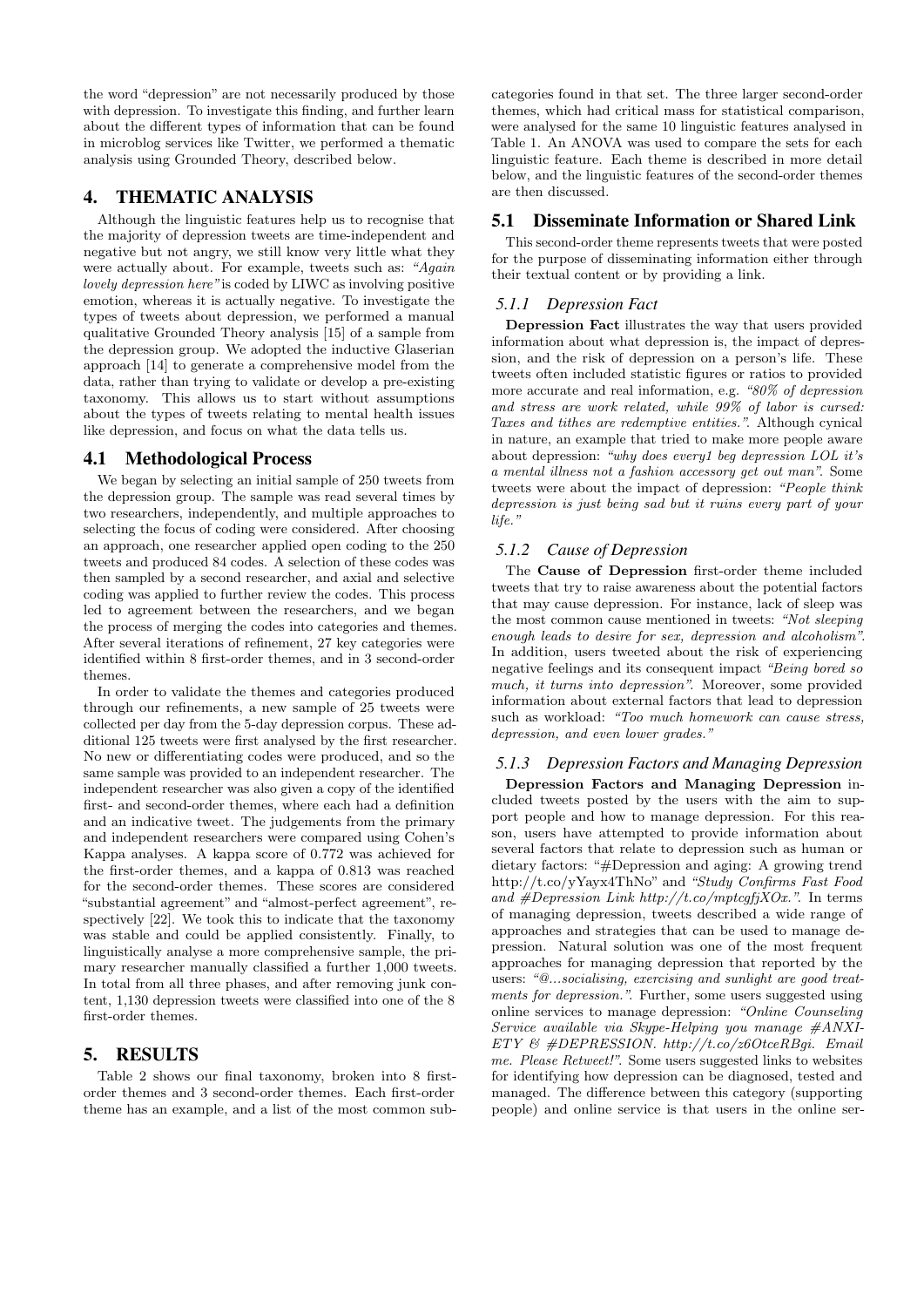the word "depression" are not necessarily produced by those with depression. To investigate this finding, and further learn about the different types of information that can be found in microblog services like Twitter, we performed a thematic analysis using Grounded Theory, described below.

# 4. THEMATIC ANALYSIS

Although the linguistic features help us to recognise that the majority of depression tweets are time-independent and negative but not angry, we still know very little what they were actually about. For example, tweets such as: *"Again lovely depression here"* is coded by LIWC as involving positive emotion, whereas it is actually negative. To investigate the types of tweets about depression, we performed a manual qualitative Grounded Theory analysis [15] of a sample from the depression group. We adopted the inductive Glaserian approach [14] to generate a comprehensive model from the data, rather than trying to validate or develop a pre-existing taxonomy. This allows us to start without assumptions about the types of tweets relating to mental health issues like depression, and focus on what the data tells us.

## 4.1 Methodological Process

We began by selecting an initial sample of 250 tweets from the depression group. The sample was read several times by two researchers, independently, and multiple approaches to selecting the focus of coding were considered. After choosing an approach, one researcher applied open coding to the 250 tweets and produced 84 codes. A selection of these codes was then sampled by a second researcher, and axial and selective coding was applied to further review the codes. This process led to agreement between the researchers, and we began the process of merging the codes into categories and themes. After several iterations of refinement, 27 key categories were identified within 8 first-order themes, and in 3 second-order themes.

In order to validate the themes and categories produced through our refinements, a new sample of 25 tweets were collected per day from the 5-day depression corpus. These additional 125 tweets were first analysed by the first researcher. No new or differentiating codes were produced, and so the same sample was provided to an independent researcher. The independent researcher was also given a copy of the identified first- and second-order themes, where each had a definition and an indicative tweet. The judgements from the primary and independent researchers were compared using Cohen's Kappa analyses. A kappa score of 0.772 was achieved for the first-order themes, and a kappa of 0.813 was reached for the second-order themes. These scores are considered "substantial agreement" and "almost-perfect agreement", respectively [22]. We took this to indicate that the taxonomy was stable and could be applied consistently. Finally, to linguistically analyse a more comprehensive sample, the primary researcher manually classified a further 1,000 tweets. In total from all three phases, and after removing junk content, 1,130 depression tweets were classified into one of the 8 first-order themes.

# 5. RESULTS

Table 2 shows our final taxonomy, broken into 8 first-order themes and 3 second-order themes. Each first-order theme has an example, and a list of the most common subcategories found in that set. The three larger second-order themes, which had critical mass for statistical comparison, were analysed for the same 10 linguistic features analysed in Table 1. An ANOVA was used to compare the sets for each linguistic feature. Each theme is described in more detail below, and the linguistic features of the second-order themes are then discussed.

## 5.1 Disseminate Information or Shared Link

This second-order theme represents tweets that were posted for the purpose of disseminating information either through their textual content or by providing a link.

### 5.1.1 Depression Fact

**Depression Fact** illustrates the way that users provided information about what depression is, the impact of depression, and the risk of depression on a person's life. These tweets often included statistic figures or ratios to provided more accurate and real information, e.g. *"80% of depression and stress are work related, while 99% of labor is cursed: Taxes and tithes are redemptive entities."*. Although cynical in nature, an example that tried to make more people aware about depression: *"why does every1 beg depression LOL it's a mental illness not a fashion accessory get out man"*. Some tweets were about the impact of depression: *"People think depression is just being sad but it ruins every part of your life."*

### 5.1.2 Cause of Depression

The **Cause of Depression** first-order theme included tweets that try to raise awareness about the potential factors that may cause depression. For instance, lack of sleep was the most common cause mentioned in tweets: *"Not sleeping enough leads to desire for sex, depression and alcoholism"*. In addition, users tweeted about the risk of experiencing negative feelings and its consequent impact *"Being bored so much, it turns into depression"*. Moreover, some provided information about external factors that lead to depression such as workload: *"Too much homework can cause stress, depression, and even lower grades."*

### 5.1.3 Depression Factors and Managing Depression

**Depression Factors and Managing Depression** included tweets posted by the users with the aim to support people and how to manage depression. For this reason, users have attempted to provide information about several factors that relate to depression such as human or dietary factors: "#Depression and aging: A growing trend http://t.co/yYayx4ThNo" and *"Study Confirms Fast Food and #Depression Link http://t.co/mptcgfjXOx."*. In terms of managing depression, tweets described a wide range of approaches and strategies that can be used to manage depression. Natural solution was one of the most frequent approaches for managing depression that reported by the users: *"@...socialising, exercising and sunlight are good treatments for depression."*. Further, some users suggested using online services to manage depression: *"Online Counseling Service available via Skype-Helping you manage #ANXIETY & #DEPRESSION. http://t.co/z6OtceRBgi. Email me. Please Retweet!"*. Some users suggested links to websites for identifying how depression can be diagnosed, tested and managed. The difference between this category (supporting people) and online service is that users in the online ser-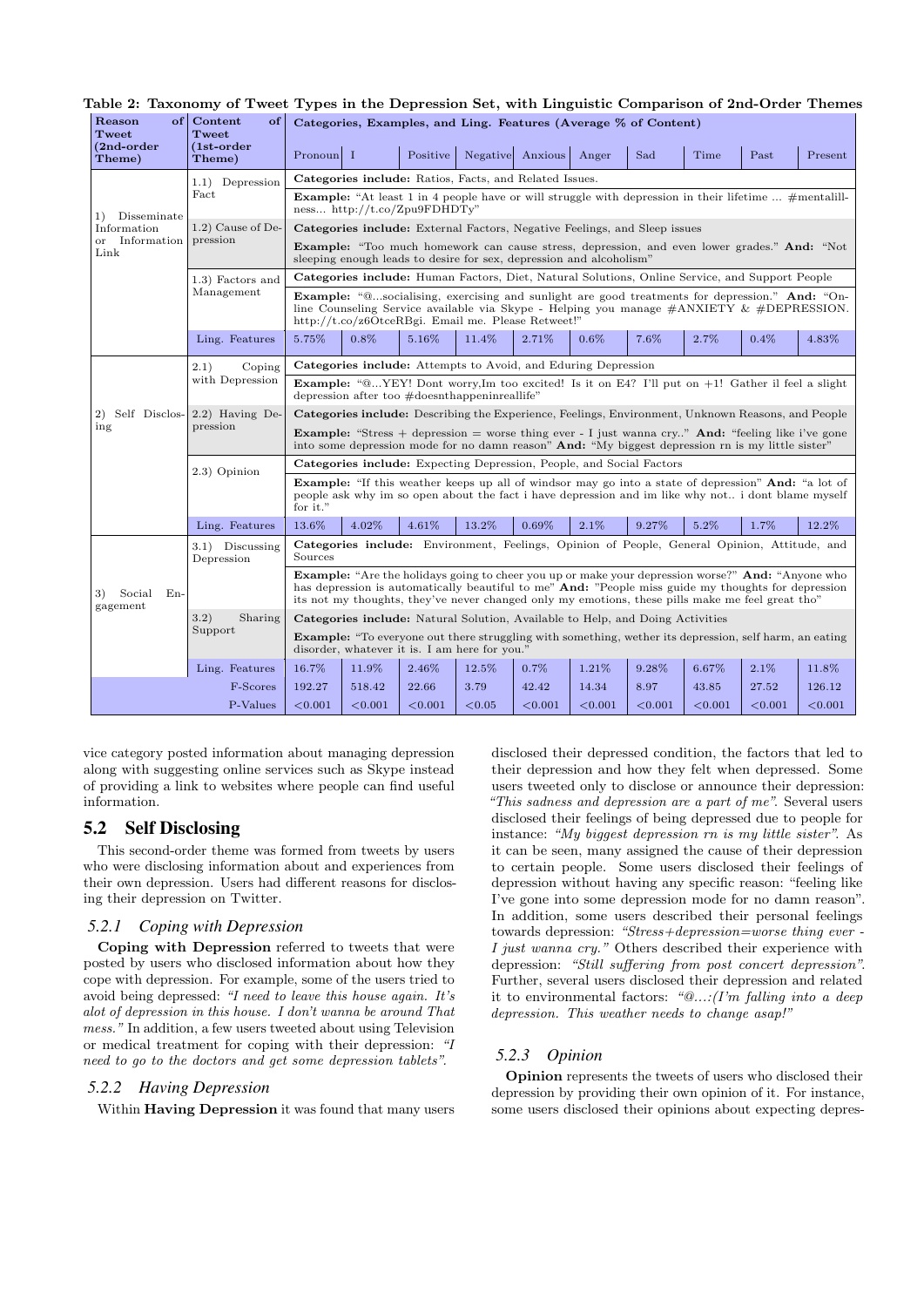**Table 2: Taxonomy of Tweet Types in the Depression Set, with Linguistic Comparison of 2nd-Order Themes**

| Reason of Tweet (2nd-order Theme) | Content of Tweet (1st-order Theme) | Categories, Examples, and Ling. Features (Average % of Content) | | | | | | | | | |
|---|---|---|---|---|---|---|---|---|---|---|---|
| | | Pronoun | I | Positive | Negative | Anxious | Anger | Sad | Time | Past | Present |
| 1) Disseminate Information or Information Link | 1.1) Depression Fact | **Categories include:** Ratios, Facts, and Related Issues. | | | | | | | | | |
| | | **Example:** "At least 1 in 4 people have or will struggle with depression in their lifetime ... #mentalillness... http://t.co/Zpu9FDHDTy" | | | | | | | | | |
| | 1.2) Cause of Depression | **Categories include:** External Factors, Negative Feelings, and Sleep issues | | | | | | | | | |
| | | **Example:** "Too much homework can cause stress, depression, and even lower grades." **And:** "Not sleeping enough leads to desire for sex, depression and alcoholism" | | | | | | | | | |
| | 1.3) Factors and Management | **Categories include:** Human Factors, Diet, Natural Solutions, Online Service, and Support People | | | | | | | | | |
| | | **Example:** "@...socialising, exercising and sunlight are good treatments for depression." **And:** "Online Counseling Service available via Skype - Helping you manage #ANXIETY & #DEPRESSION. http://t.co/z6OtceRBgi. Email me. Please Retweet!" | | | | | | | | | |
| | Ling. Features | 5.75% | 0.8% | 5.16% | 11.4% | 2.71% | 0.6% | 7.6% | 2.7% | 0.4% | 4.83% |
| 2) Self Disclosing | 2.1) Coping with Depression | **Categories include:** Attempts to Avoid, and Eduring Depression | | | | | | | | | |
| | | **Example:** "@...YEY! Dont worry,Im too excited! Is it on E4? I'll put on +1! Gather il feel a slight depression after too #doesnthappeninreallife" | | | | | | | | | |
| | 2.2) Having Depression | **Categories include:** Describing the Experience, Feelings, Environment, Unknown Reasons, and People | | | | | | | | | |
| | | **Example:** "Stress + depression = worse thing ever - I just wanna cry.." **And:** "feeling like i've gone into some depression mode for no damn reason" **And:** "My biggest depression rn is my little sister" | | | | | | | | | |
| | 2.3) Opinion | **Categories include:** Expecting Depression, People, and Social Factors | | | | | | | | | |
| | | **Example:** "If this weather keeps up all of windsor may go into a state of depression" **And:** "a lot of people ask why im so open about the fact i have depression and im like why not.. i dont blame myself for it." | | | | | | | | | |
| | Ling. Features | 13.6% | 4.02% | 4.61% | 13.2% | 0.69% | 2.1% | 9.27% | 5.2% | 1.7% | 12.2% |
| 3) Social Engagement | 3.1) Discussing Depression | **Categories include:** Environment, Feelings, Opinion of People, General Opinion, Attitude, and Sources | | | | | | | | | |
| | | **Example:** "Are the holidays going to cheer you up or make your depression worse?" **And:** "Anyone who has depression is automatically beautiful to me" **And:** "People miss guide my thoughts for depression its not my thoughts, they've never changed only my emotions, these pills make me feel great tho" | | | | | | | | | |
| | 3.2) Sharing Support | **Categories include:** Natural Solution, Available to Help, and Doing Activities | | | | | | | | | |
| | | **Example:** "To everyone out there struggling with something, wether its depression, self harm, an eating disorder, whatever it is. I am here for you." | | | | | | | | | |
| | Ling. Features | 16.7% | 11.9% | 2.46% | 12.5% | 0.7% | 1.21% | 9.28% | 6.67% | 2.1% | 11.8% |
| | F-Scores | 192.27 | 518.42 | 22.66 | 3.79 | 42.42 | 14.34 | 8.97 | 43.85 | 27.52 | 126.12 |
| | P-Values | <0.001 | <0.001 | <0.001 | <0.05 | <0.001 | <0.001 | <0.001 | <0.001 | <0.001 | <0.001 |

vice category posted information about managing depression along with suggesting online services such as Skype instead of providing a link to websites where people can find useful information.

## 5.2 Self Disclosing

This second-order theme was formed from tweets by users who were disclosing information about and experiences from their own depression. Users had different reasons for disclosing their depression on Twitter.

### 5.2.1 Coping with Depression

**Coping with Depression** referred to tweets that were posted by users who disclosed information about how they cope with depression. For example, some of the users tried to avoid being depressed: *"I need to leave this house again. It's alot of depression in this house. I don't wanna be around That mess."* In addition, a few users tweeted about using Television or medical treatment for coping with their depression: *"I need to go to the doctors and get some depression tablets"*.

### 5.2.2 Having Depression

Within **Having Depression** it was found that many users disclosed their depressed condition, the factors that led to their depression and how they felt when depressed. Some users tweeted only to disclose or announce their depression: *"This sadness and depression are a part of me"*. Several users disclosed their feelings of being depressed due to people for instance: *"My biggest depression rn is my little sister"*. As it can be seen, many assigned the cause of their depression to certain people. Some users disclosed their feelings of depression without having any specific reason: "feeling like I've gone into some depression mode for no damn reason". In addition, some users described their personal feelings towards depression: *"Stress+depression=worse thing ever - I just wanna cry."* Others described their experience with depression: *"Still suffering from post concert depression"*. Further, several users disclosed their depression and related it to environmental factors: *"@...:(I'm falling into a deep depression. This weather needs to change asap!"*

### 5.2.3 Opinion

**Opinion** represents the tweets of users who disclosed their depression by providing their own opinion of it. For instance, some users disclosed their opinions about expecting depres-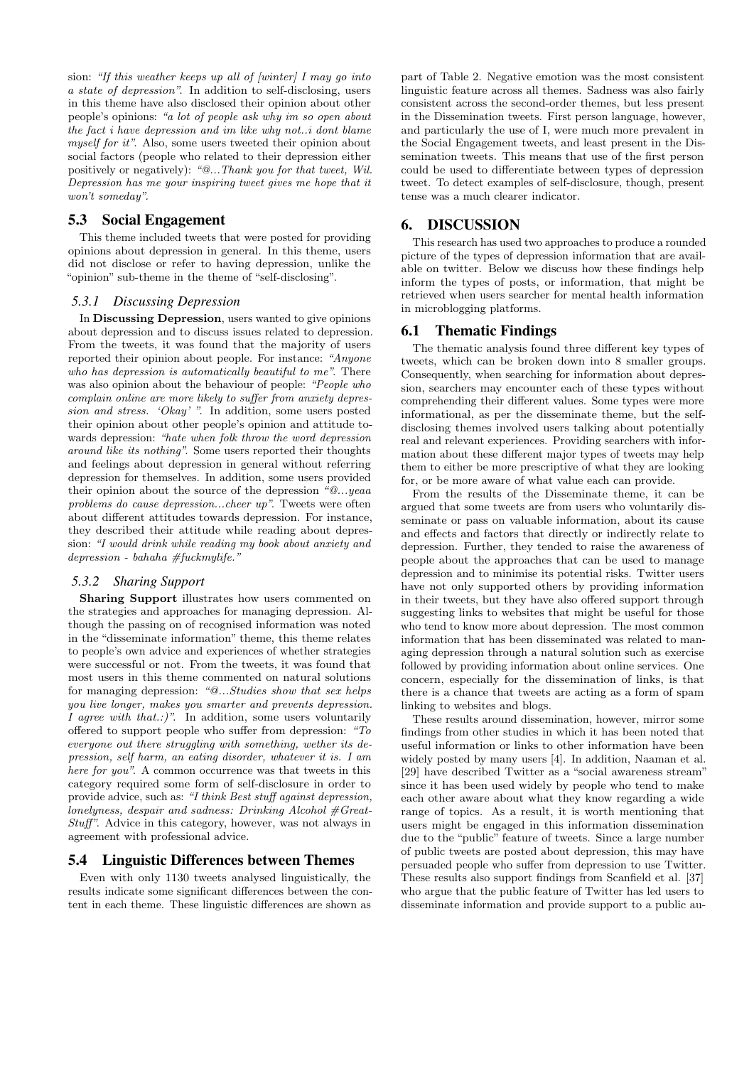sion: *"If this weather keeps up all of [winter] I may go into a state of depression"*. In addition to self-disclosing, users in this theme have also disclosed their opinion about other people's opinions: *"a lot of people ask why im so open about the fact i have depression and im like why not..i dont blame myself for it"*. Also, some users tweeted their opinion about social factors (people who related to their depression either positively or negatively): *"@...Thank you for that tweet, Wil. Depression has me your inspiring tweet gives me hope that it won't someday"*.

## 5.3 Social Engagement

This theme included tweets that were posted for providing opinions about depression in general. In this theme, users did not disclose or refer to having depression, unlike the "opinion" sub-theme in the theme of "self-disclosing".

### 5.3.1 Discussing Depression

In **Discussing Depression**, users wanted to give opinions about depression and to discuss issues related to depression. From the tweets, it was found that the majority of users reported their opinion about people. For instance: *"Anyone who has depression is automatically beautiful to me"*. There was also opinion about the behaviour of people: *"People who complain online are more likely to suffer from anxiety depression and stress. 'Okay' "*. In addition, some users posted their opinion about other people's opinion and attitude towards depression: *"hate when folk throw the word depression around like its nothing"*. Some users reported their thoughts and feelings about depression in general without referring depression for themselves. In addition, some users provided their opinion about the source of the depression *"@...yeaa problems do cause depression...cheer up"*. Tweets were often about different attitudes towards depression. For instance, they described their attitude while reading about depression: *"I would drink while reading my book about anxiety and depression - bahaha #fuckmylife."*

### 5.3.2 Sharing Support

**Sharing Support** illustrates how users commented on the strategies and approaches for managing depression. Although the passing on of recognised information was noted in the "disseminate information" theme, this theme relates to people's own advice and experiences of whether strategies were successful or not. From the tweets, it was found that most users in this theme commented on natural solutions for managing depression: *"@...Studies show that sex helps you live longer, makes you smarter and prevents depression. I agree with that.:)"*. In addition, some users voluntarily offered to support people who suffer from depression: *"To everyone out there struggling with something, wether its depression, self harm, an eating disorder, whatever it is. I am here for you"*. A common occurrence was that tweets in this category required some form of self-disclosure in order to provide advice, such as: *"I think Best stuff against depression, lonelyness, despair and sadness: Drinking Alcohol #GreatStuff"*. Advice in this category, however, was not always in agreement with professional advice.

## 5.4 Linguistic Differences between Themes

Even with only 1130 tweets analysed linguistically, the results indicate some significant differences between the content in each theme. These linguistic differences are shown as part of Table 2. Negative emotion was the most consistent linguistic feature across all themes. Sadness was also fairly consistent across the second-order themes, but less present in the Dissemination tweets. First person language, however, and particularly the use of I, were much more prevalent in the Social Engagement tweets, and least present in the Dissemination tweets. This means that use of the first person could be used to differentiate between types of depression tweet. To detect examples of self-disclosure, though, present tense was a much clearer indicator.

# 6. DISCUSSION

This research has used two approaches to produce a rounded picture of the types of depression information that are available on twitter. Below we discuss how these findings help inform the types of posts, or information, that might be retrieved when users searcher for mental health information in microblogging platforms.

## 6.1 Thematic Findings

The thematic analysis found three different key types of tweets, which can be broken down into 8 smaller groups. Consequently, when searching for information about depression, searchers may encounter each of these types without comprehending their different values. Some types were more informational, as per the disseminate theme, but the self-disclosing themes involved users talking about potentially real and relevant experiences. Providing searchers with information about these different major types of tweets may help them to either be more prescriptive of what they are looking for, or be more aware of what value each can provide.

From the results of the Disseminate theme, it can be argued that some tweets are from users who voluntarily disseminate or pass on valuable information, about its cause and effects and factors that directly or indirectly relate to depression. Further, they tended to raise the awareness of people about the approaches that can be used to manage depression and to minimise its potential risks. Twitter users have not only supported others by providing information in their tweets, but they have also offered support through suggesting links to websites that might be useful for those who tend to know more about depression. The most common information that has been disseminated was related to managing depression through a natural solution such as exercise followed by providing information about online services. One concern, especially for the dissemination of links, is that there is a chance that tweets are acting as a form of spam linking to websites and blogs.

These results around dissemination, however, mirror some findings from other studies in which it has been noted that useful information or links to other information have been widely posted by many users [4]. In addition, Naaman et al. [29] have described Twitter as a "social awareness stream" since it has been used widely by people who tend to make each other aware about what they know regarding a wide range of topics. As a result, it is worth mentioning that users might be engaged in this information dissemination due to the "public" feature of tweets. Since a large number of public tweets are posted about depression, this may have persuaded people who suffer from depression to use Twitter. These results also support findings from Scanfield et al. [37] who argue that the public feature of Twitter has led users to disseminate information and provide support to a public au-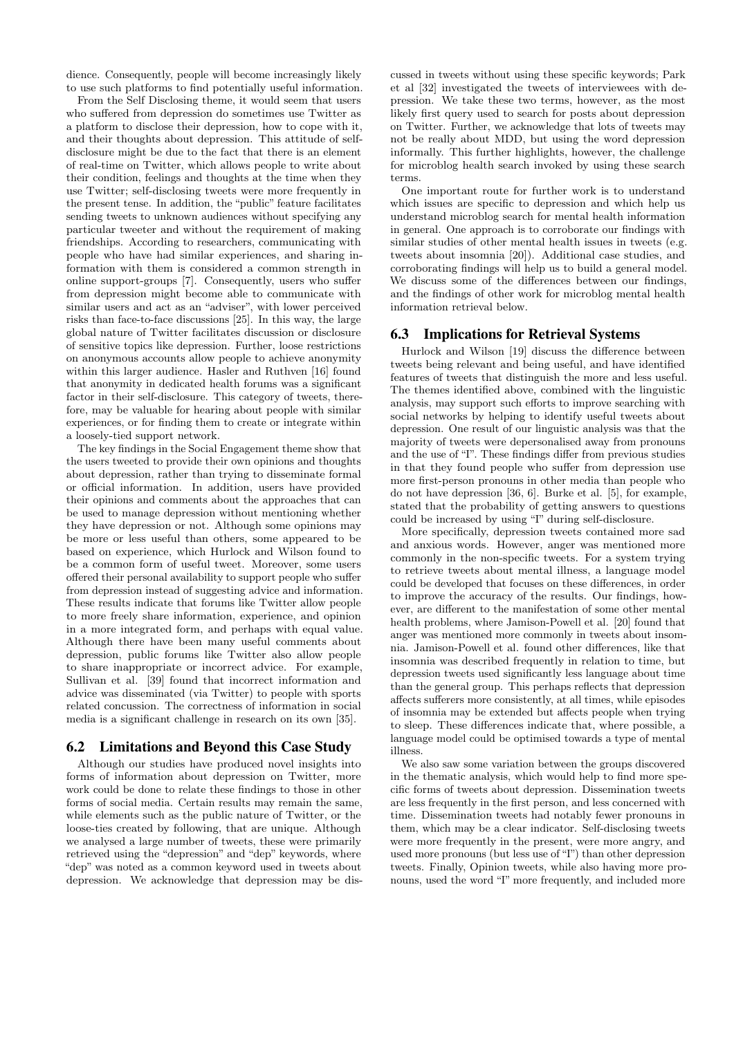dience. Consequently, people will become increasingly likely to use such platforms to find potentially useful information.

From the Self Disclosing theme, it would seem that users who suffered from depression do sometimes use Twitter as a platform to disclose their depression, how to cope with it, and their thoughts about depression. This attitude of self-disclosure might be due to the fact that there is an element of real-time on Twitter, which allows people to write about their condition, feelings and thoughts at the time when they use Twitter; self-disclosing tweets were more frequently in the present tense. In addition, the "public" feature facilitates sending tweets to unknown audiences without specifying any particular tweeter and without the requirement of making friendships. According to researchers, communicating with people who have had similar experiences, and sharing information with them is considered a common strength in online support-groups [7]. Consequently, users who suffer from depression might become able to communicate with similar users and act as an "adviser", with lower perceived risks than face-to-face discussions [25]. In this way, the large global nature of Twitter facilitates discussion or disclosure of sensitive topics like depression. Further, loose restrictions on anonymous accounts allow people to achieve anonymity within this larger audience. Hasler and Ruthven [16] found that anonymity in dedicated health forums was a significant factor in their self-disclosure. This category of tweets, therefore, may be valuable for hearing about people with similar experiences, or for finding them to create or integrate within a loosely-tied support network.

The key findings in the Social Engagement theme show that the users tweeted to provide their own opinions and thoughts about depression, rather than trying to disseminate formal or official information. In addition, users have provided their opinions and comments about the approaches that can be used to manage depression without mentioning whether they have depression or not. Although some opinions may be more or less useful than others, some appeared to be based on experience, which Hurlock and Wilson found to be a common form of useful tweet. Moreover, some users offered their personal availability to support people who suffer from depression instead of suggesting advice and information. These results indicate that forums like Twitter allow people to more freely share information, experience, and opinion in a more integrated form, and perhaps with equal value. Although there have been many useful comments about depression, public forums like Twitter also allow people to share inappropriate or incorrect advice. For example, Sullivan et al. [39] found that incorrect information and advice was disseminated (via Twitter) to people with sports related concussion. The correctness of information in social media is a significant challenge in research on its own [35].

## 6.2 Limitations and Beyond this Case Study

Although our studies have produced novel insights into forms of information about depression on Twitter, more work could be done to relate these findings to those in other forms of social media. Certain results may remain the same, while elements such as the public nature of Twitter, or the loose-ties created by following, that are unique. Although we analysed a large number of tweets, these were primarily retrieved using the "depression" and "dep" keywords, where "dep" was noted as a common keyword used in tweets about depression. We acknowledge that depression may be discussed in tweets without using these specific keywords; Park et al [32] investigated the tweets of interviewees with depression. We take these two terms, however, as the most likely first query used to search for posts about depression on Twitter. Further, we acknowledge that lots of tweets may not be really about MDD, but using the word depression informally. This further highlights, however, the challenge for microblog health search invoked by using these search terms.

One important route for further work is to understand which issues are specific to depression and which help us understand microblog search for mental health information in general. One approach is to corroborate our findings with similar studies of other mental health issues in tweets (e.g. tweets about insomnia [20]). Additional case studies, and corroborating findings will help us to build a general model. We discuss some of the differences between our findings, and the findings of other work for microblog mental health information retrieval below.

## 6.3 Implications for Retrieval Systems

Hurlock and Wilson [19] discuss the difference between tweets being relevant and being useful, and have identified features of tweets that distinguish the more and less useful. The themes identified above, combined with the linguistic analysis, may support such efforts to improve searching with social networks by helping to identify useful tweets about depression. One result of our linguistic analysis was that the majority of tweets were depersonalised away from pronouns and the use of "I". These findings differ from previous studies in that they found people who suffer from depression use more first-person pronouns in other media than people who do not have depression [36, 6]. Burke et al. [5], for example, stated that the probability of getting answers to questions could be increased by using "I" during self-disclosure.

More specifically, depression tweets contained more sad and anxious words. However, anger was mentioned more commonly in the non-specific tweets. For a system trying to retrieve tweets about mental illness, a language model could be developed that focuses on these differences, in order to improve the accuracy of the results. Our findings, however, are different to the manifestation of some other mental health problems, where Jamison-Powell et al. [20] found that anger was mentioned more commonly in tweets about insomnia. Jamison-Powell et al. found other differences, like that insomnia was described frequently in relation to time, but depression tweets used significantly less language about time than the general group. This perhaps reflects that depression affects sufferers more consistently, at all times, while episodes of insomnia may be extended but affects people when trying to sleep. These differences indicate that, where possible, a language model could be optimised towards a type of mental illness.

We also saw some variation between the groups discovered in the thematic analysis, which would help to find more specific forms of tweets about depression. Dissemination tweets are less frequently in the first person, and less concerned with time. Dissemination tweets had notably fewer pronouns in them, which may be a clear indicator. Self-disclosing tweets were more frequently in the present, were more angry, and used more pronouns (but less use of "I") than other depression tweets. Finally, Opinion tweets, while also having more pronouns, used the word "I" more frequently, and included more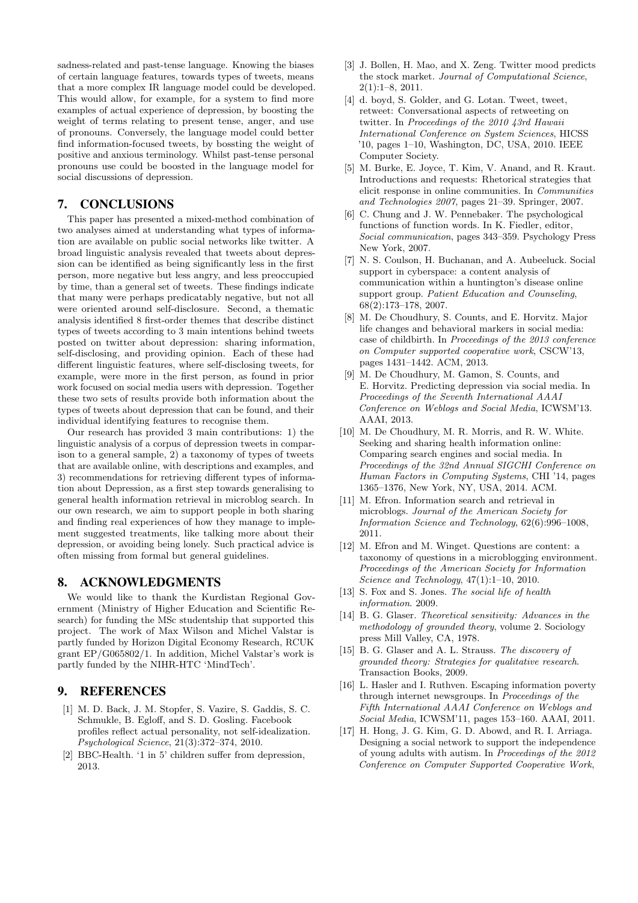sadness-related and past-tense language. Knowing the biases of certain language features, towards types of tweets, means that a more complex IR language model could be developed. This would allow, for example, for a system to find more examples of actual experience of depression, by boosting the weight of terms relating to present tense, anger, and use of pronouns. Conversely, the language model could better find information-focused tweets, by bossting the weight of positive and anxious terminology. Whilst past-tense personal pronouns use could be boosted in the language model for social discussions of depression.

## 7. CONCLUSIONS

This paper has presented a mixed-method combination of two analyses aimed at understanding what types of information are available on public social networks like twitter. A broad linguistic analysis revealed that tweets about depression can be identified as being significantly less in the first person, more negative but less angry, and less preoccupied by time, than a general set of tweets. These findings indicate that many were perhaps predicatably negative, but not all were oriented around self-disclosure. Second, a thematic analysis identified 8 first-order themes that describe distinct types of tweets according to 3 main intentions behind tweets posted on twitter about depression: sharing information, self-disclosing, and providing opinion. Each of these had different linguistic features, where self-disclosing tweets, for example, were more in the first person, as found in prior work focused on social media users with depression. Together these two sets of results provide both information about the types of tweets about depression that can be found, and their individual identifying features to recognise them.

Our research has provided 3 main contributions: 1) the linguistic analysis of a corpus of depression tweets in comparison to a general sample, 2) a taxonomy of types of tweets that are available online, with descriptions and examples, and 3) recommendations for retrieving different types of information about Depression, as a first step towards generalising to general health information retrieval in microblog search. In our own research, we aim to support people in both sharing and finding real experiences of how they manage to implement suggested treatments, like talking more about their depression, or avoiding being lonely. Such practical advice is often missing from formal but general guidelines.

## 8. ACKNOWLEDGMENTS

We would like to thank the Kurdistan Regional Government (Ministry of Higher Education and Scientific Research) for funding the MSc studentship that supported this project. The work of Max Wilson and Michel Valstar is partly funded by Horizon Digital Economy Research, RCUK grant EP/G065802/1. In addition, Michel Valstar's work is partly funded by the NIHR-HTC 'MindTech'.

## 9. REFERENCES

[1] M. D. Back, J. M. Stopfer, S. Vazire, S. Gaddis, S. C. Schmukle, B. Egloff, and S. D. Gosling. Facebook profiles reflect actual personality, not self-idealization. *Psychological Science*, 21(3):372–374, 2010.

[2] BBC-Health. '1 in 5' children suffer from depression, 2013.

[3] J. Bollen, H. Mao, and X. Zeng. Twitter mood predicts the stock market. *Journal of Computational Science*, 2(1):1–8, 2011.

[4] d. boyd, S. Golder, and G. Lotan. Tweet, tweet, retweet: Conversational aspects of retweeting on twitter. In *Proceedings of the 2010 43rd Hawaii International Conference on System Sciences*, HICSS '10, pages 1–10, Washington, DC, USA, 2010. IEEE Computer Society.

[5] M. Burke, E. Joyce, T. Kim, V. Anand, and R. Kraut. Introductions and requests: Rhetorical strategies that elicit response in online communities. In *Communities and Technologies 2007*, pages 21–39. Springer, 2007.

[6] C. Chung and J. W. Pennebaker. The psychological functions of function words. In K. Fiedler, editor, *Social communication*, pages 343–359. Psychology Press New York, 2007.

[7] N. S. Coulson, H. Buchanan, and A. Aubeeluck. Social support in cyberspace: a content analysis of communication within a huntington's disease online support group. *Patient Education and Counseling*, 68(2):173–178, 2007.

[8] M. De Choudhury, S. Counts, and E. Horvitz. Major life changes and behavioral markers in social media: case of childbirth. In *Proceedings of the 2013 conference on Computer supported cooperative work*, CSCW'13, pages 1431–1442. ACM, 2013.

[9] M. De Choudhury, M. Gamon, S. Counts, and E. Horvitz. Predicting depression via social media. In *Proceedings of the Seventh International AAAI Conference on Weblogs and Social Media*, ICWSM'13. AAAI, 2013.

[10] M. De Choudhury, M. R. Morris, and R. W. White. Seeking and sharing health information online: Comparing search engines and social media. In *Proceedings of the 32nd Annual SIGCHI Conference on Human Factors in Computing Systems*, CHI '14, pages 1365–1376, New York, NY, USA, 2014. ACM.

[11] M. Efron. Information search and retrieval in microblogs. *Journal of the American Society for Information Science and Technology*, 62(6):996–1008, 2011.

[12] M. Efron and M. Winget. Questions are content: a taxonomy of questions in a microblogging environment. *Proceedings of the American Society for Information Science and Technology*, 47(1):1–10, 2010.

[13] S. Fox and S. Jones. *The social life of health information*. 2009.

[14] B. G. Glaser. *Theoretical sensitivity: Advances in the methodology of grounded theory*, volume 2. Sociology press Mill Valley, CA, 1978.

[15] B. G. Glaser and A. L. Strauss. *The discovery of grounded theory: Strategies for qualitative research*. Transaction Books, 2009.

[16] L. Hasler and I. Ruthven. Escaping information poverty through internet newsgroups. In *Proceedings of the Fifth International AAAI Conference on Weblogs and Social Media*, ICWSM'11, pages 153–160. AAAI, 2011.

[17] H. Hong, J. G. Kim, G. D. Abowd, and R. I. Arriaga. Designing a social network to support the independence of young adults with autism. In *Proceedings of the 2012 Conference on Computer Supported Cooperative Work*,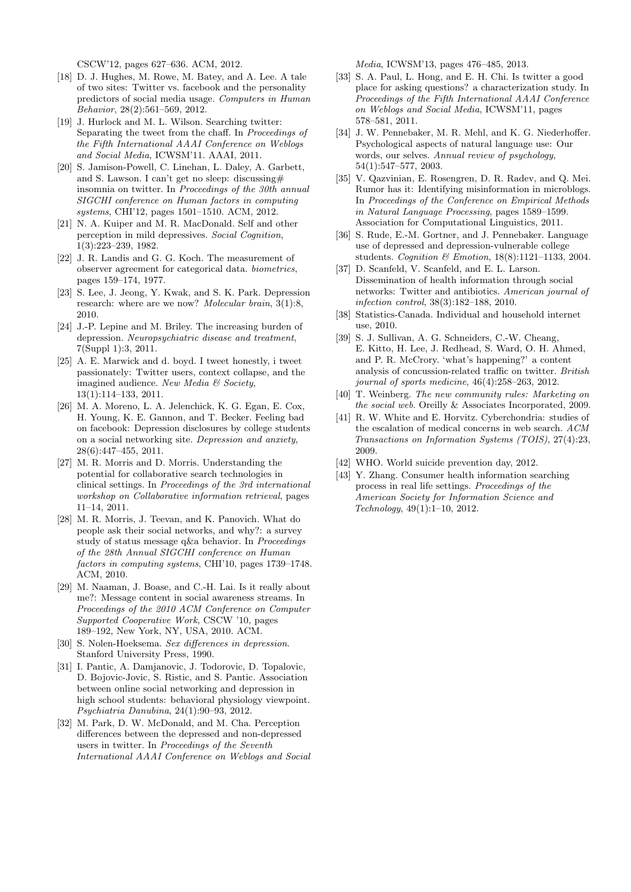CSCW'12, pages 627–636. ACM, 2012.

[18] D. J. Hughes, M. Rowe, M. Batey, and A. Lee. A tale of two sites: Twitter vs. facebook and the personality predictors of social media usage. *Computers in Human Behavior*, 28(2):561–569, 2012.

[19] J. Hurlock and M. L. Wilson. Searching twitter: Separating the tweet from the chaff. In *Proceedings of the Fifth International AAAI Conference on Weblogs and Social Media*, ICWSM'11. AAAI, 2011.

[20] S. Jamison-Powell, C. Linehan, L. Daley, A. Garbett, and S. Lawson. I can't get no sleep: discussing# insomnia on twitter. In *Proceedings of the 30th annual SIGCHI conference on Human factors in computing systems*, CHI'12, pages 1501–1510. ACM, 2012.

[21] N. A. Kuiper and M. R. MacDonald. Self and other perception in mild depressives. *Social Cognition*, 1(3):223–239, 1982.

[22] J. R. Landis and G. G. Koch. The measurement of observer agreement for categorical data. *biometrics*, pages 159–174, 1977.

[23] S. Lee, J. Jeong, Y. Kwak, and S. K. Park. Depression research: where are we now? *Molecular brain*, 3(1):8, 2010.

[24] J.-P. Lepine and M. Briley. The increasing burden of depression. *Neuropsychiatric disease and treatment*, 7(Suppl 1):3, 2011.

[25] A. E. Marwick and d. boyd. I tweet honestly, i tweet passionately: Twitter users, context collapse, and the imagined audience. *New Media & Society*, 13(1):114–133, 2011.

[26] M. A. Moreno, L. A. Jelenchick, K. G. Egan, E. Cox, H. Young, K. E. Gannon, and T. Becker. Feeling bad on facebook: Depression disclosures by college students on a social networking site. *Depression and anxiety*, 28(6):447–455, 2011.

[27] M. R. Morris and D. Morris. Understanding the potential for collaborative search technologies in clinical settings. In *Proceedings of the 3rd international workshop on Collaborative information retrieval*, pages 11–14, 2011.

[28] M. R. Morris, J. Teevan, and K. Panovich. What do people ask their social networks, and why?: a survey study of status message q&a behavior. In *Proceedings of the 28th Annual SIGCHI conference on Human factors in computing systems*, CHI'10, pages 1739–1748. ACM, 2010.

[29] M. Naaman, J. Boase, and C.-H. Lai. Is it really about me?: Message content in social awareness streams. In *Proceedings of the 2010 ACM Conference on Computer Supported Cooperative Work*, CSCW '10, pages 189–192, New York, NY, USA, 2010. ACM.

[30] S. Nolen-Hoeksema. *Sex differences in depression*. Stanford University Press, 1990.

[31] I. Pantic, A. Damjanovic, J. Todorovic, D. Topalovic, D. Bojovic-Jovic, S. Ristic, and S. Pantic. Association between online social networking and depression in high school students: behavioral physiology viewpoint. *Psychiatria Danubina*, 24(1):90–93, 2012.

[32] M. Park, D. W. McDonald, and M. Cha. Perception differences between the depressed and non-depressed users in twitter. In *Proceedings of the Seventh International AAAI Conference on Weblogs and Social Media*, ICWSM'13, pages 476–485, 2013.

[33] S. A. Paul, L. Hong, and E. H. Chi. Is twitter a good place for asking questions? a characterization study. In *Proceedings of the Fifth International AAAI Conference on Weblogs and Social Media*, ICWSM'11, pages 578–581, 2011.

[34] J. W. Pennebaker, M. R. Mehl, and K. G. Niederhoffer. Psychological aspects of natural language use: Our words, our selves. *Annual review of psychology*, 54(1):547–577, 2003.

[35] V. Qazvinian, E. Rosengren, D. R. Radev, and Q. Mei. Rumor has it: Identifying misinformation in microblogs. In *Proceedings of the Conference on Empirical Methods in Natural Language Processing*, pages 1589–1599. Association for Computational Linguistics, 2011.

[36] S. Rude, E.-M. Gortner, and J. Pennebaker. Language use of depressed and depression-vulnerable college students. *Cognition & Emotion*, 18(8):1121–1133, 2004.

[37] D. Scanfeld, V. Scanfeld, and E. L. Larson. Dissemination of health information through social networks: Twitter and antibiotics. *American journal of infection control*, 38(3):182–188, 2010.

[38] Statistics-Canada. Individual and household internet use, 2010.

[39] S. J. Sullivan, A. G. Schneiders, C.-W. Cheang, E. Kitto, H. Lee, J. Redhead, S. Ward, O. H. Ahmed, and P. R. McCrory. 'what's happening?' a content analysis of concussion-related traffic on twitter. *British journal of sports medicine*, 46(4):258–263, 2012.

[40] T. Weinberg. *The new community rules: Marketing on the social web*. Oreilly & Associates Incorporated, 2009.

[41] R. W. White and E. Horvitz. Cyberchondria: studies of the escalation of medical concerns in web search. *ACM Transactions on Information Systems (TOIS)*, 27(4):23, 2009.

[42] WHO. World suicide prevention day, 2012.

[43] Y. Zhang. Consumer health information searching process in real life settings. *Proceedings of the American Society for Information Science and Technology*, 49(1):1–10, 2012.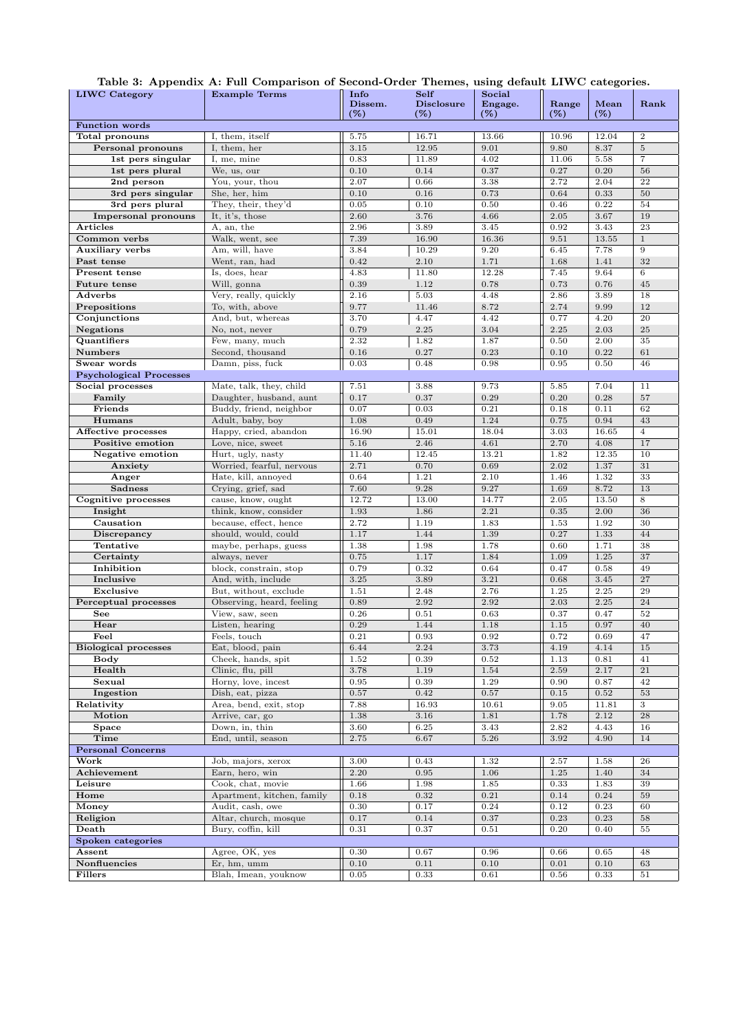**Table 3: Appendix A: Full Comparison of Second-Order Themes, using default LIWC categories.**

| LIWC Category | Example Terms | Info Dissem. (%) | Self Disclosure (%) | Social Engage. (%) | Range (%) | Mean (%) | Rank |
|---|---|---|---|---|---|---|---|
| **Function words** | | | | | | | |
| **Total pronouns** | I, them, itself | 5.75 | 16.71 | 13.66 | 10.96 | 12.04 | 2 |
| **Personal pronouns** | I, them, her | 3.15 | 12.95 | 9.01 | 9.80 | 8.37 | 5 |
| **1st pers singular** | I, me, mine | 0.83 | 11.89 | 4.02 | 11.06 | 5.58 | 7 |
| **1st pers plural** | We, us, our | 0.10 | 0.14 | 0.37 | 0.27 | 0.20 | 56 |
| **2nd person** | You, your, thou | 2.07 | 0.66 | 3.38 | 2.72 | 2.04 | 22 |
| **3rd pers singular** | She, her, him | 0.10 | 0.16 | 0.73 | 0.64 | 0.33 | 50 |
| **3rd pers plural** | They, their, they'd | 0.05 | 0.10 | 0.50 | 0.46 | 0.22 | 54 |
| **Impersonal pronouns** | It, it's, those | 2.60 | 3.76 | 4.66 | 2.05 | 3.67 | 19 |
| **Articles** | A, an, the | 2.96 | 3.89 | 3.45 | 0.92 | 3.43 | 23 |
| **Common verbs** | Walk, went, see | 7.39 | 16.90 | 16.36 | 9.51 | 13.55 | 1 |
| **Auxiliary verbs** | Am, will, have | 3.84 | 10.29 | 9.20 | 6.45 | 7.78 | 9 |
| **Past tense** | Went, ran, had | 0.42 | 2.10 | 1.71 | 1.68 | 1.41 | 32 |
| **Present tense** | Is, does, hear | 4.83 | 11.80 | 12.28 | 7.45 | 9.64 | 6 |
| **Future tense** | Will, gonna | 0.39 | 1.12 | 0.78 | 0.73 | 0.76 | 45 |
| **Adverbs** | Very, really, quickly | 2.16 | 5.03 | 4.48 | 2.86 | 3.89 | 18 |
| **Prepositions** | To, with, above | 9.77 | 11.46 | 8.72 | 2.74 | 9.99 | 12 |
| **Conjunctions** | And, but, whereas | 3.70 | 4.47 | 4.42 | 0.77 | 4.20 | 20 |
| **Negations** | No, not, never | 0.79 | 2.25 | 3.04 | 2.25 | 2.03 | 25 |
| **Quantifiers** | Few, many, much | 2.32 | 1.82 | 1.87 | 0.50 | 2.00 | 35 |
| **Numbers** | Second, thousand | 0.16 | 0.27 | 0.23 | 0.10 | 0.22 | 61 |
| **Swear words** | Damn, piss, fuck | 0.03 | 0.48 | 0.98 | 0.95 | 0.50 | 46 |
| **Psychological Processes** | | | | | | | |
| **Social processes** | Mate, talk, they, child | 7.51 | 3.88 | 9.73 | 5.85 | 7.04 | 11 |
| **Family** | Daughter, husband, aunt | 0.17 | 0.37 | 0.29 | 0.20 | 0.28 | 57 |
| **Friends** | Buddy, friend, neighbor | 0.07 | 0.03 | 0.21 | 0.18 | 0.11 | 62 |
| **Humans** | Adult, baby, boy | 1.08 | 0.49 | 1.24 | 0.75 | 0.94 | 43 |
| **Affective processes** | Happy, cried, abandon | 16.90 | 15.01 | 18.04 | 3.03 | 16.65 | 4 |
| **Positive emotion** | Love, nice, sweet | 5.16 | 2.46 | 4.61 | 2.70 | 4.08 | 17 |
| **Negative emotion** | Hurt, ugly, nasty | 11.40 | 12.45 | 13.21 | 1.82 | 12.35 | 10 |
| **Anxiety** | Worried, fearful, nervous | 2.71 | 0.70 | 0.69 | 2.02 | 1.37 | 31 |
| **Anger** | Hate, kill, annoyed | 0.64 | 1.21 | 2.10 | 1.46 | 1.32 | 33 |
| **Sadness** | Crying, grief, sad | 7.60 | 9.28 | 9.27 | 1.69 | 8.72 | 13 |
| **Cognitive processes** | cause, know, ought | 12.72 | 13.00 | 14.77 | 2.05 | 13.50 | 8 |
| **Insight** | think, know, consider | 1.93 | 1.86 | 2.21 | 0.35 | 2.00 | 36 |
| **Causation** | because, effect, hence | 2.72 | 1.19 | 1.83 | 1.53 | 1.92 | 30 |
| **Discrepancy** | should, would, could | 1.17 | 1.44 | 1.39 | 0.27 | 1.33 | 44 |
| **Tentative** | maybe, perhaps, guess | 1.38 | 1.98 | 1.78 | 0.60 | 1.71 | 38 |
| **Certainty** | always, never | 0.75 | 1.17 | 1.84 | 1.09 | 1.25 | 37 |
| **Inhibition** | block, constrain, stop | 0.79 | 0.32 | 0.64 | 0.47 | 0.58 | 49 |
| **Inclusive** | And, with, include | 3.25 | 3.89 | 3.21 | 0.68 | 3.45 | 27 |
| **Exclusive** | But, without, exclude | 1.51 | 2.48 | 2.76 | 1.25 | 2.25 | 29 |
| **Perceptual processes** | Observing, heard, feeling | 0.89 | 2.92 | 2.92 | 2.03 | 2.25 | 24 |
| **See** | View, saw, seen | 0.26 | 0.51 | 0.63 | 0.37 | 0.47 | 52 |
| **Hear** | Listen, hearing | 0.29 | 1.44 | 1.18 | 1.15 | 0.97 | 40 |
| **Feel** | Feels, touch | 0.21 | 0.93 | 0.92 | 0.72 | 0.69 | 47 |
| **Biological processes** | Eat, blood, pain | 6.44 | 2.24 | 3.73 | 4.19 | 4.14 | 15 |
| **Body** | Cheek, hands, spit | 1.52 | 0.39 | 0.52 | 1.13 | 0.81 | 41 |
| **Health** | Clinic, flu, pill | 3.78 | 1.19 | 1.54 | 2.59 | 2.17 | 21 |
| **Sexual** | Horny, love, incest | 0.95 | 0.39 | 1.29 | 0.90 | 0.87 | 42 |
| **Ingestion** | Dish, eat, pizza | 0.57 | 0.42 | 0.57 | 0.15 | 0.52 | 53 |
| **Relativity** | Area, bend, exit, stop | 7.88 | 16.93 | 10.61 | 9.05 | 11.81 | 3 |
| **Motion** | Arrive, car, go | 1.38 | 3.16 | 1.81 | 1.78 | 2.12 | 28 |
| **Space** | Down, in, thin | 3.60 | 6.25 | 3.43 | 2.82 | 4.43 | 16 |
| **Time** | End, until, season | 2.75 | 6.67 | 5.26 | 3.92 | 4.90 | 14 |
| **Personal Concerns** | | | | | | | |
| **Work** | Job, majors, xerox | 3.00 | 0.43 | 1.32 | 2.57 | 1.58 | 26 |
| **Achievement** | Earn, hero, win | 2.20 | 0.95 | 1.06 | 1.25 | 1.40 | 34 |
| **Leisure** | Cook, chat, movie | 1.66 | 1.98 | 1.85 | 0.33 | 1.83 | 39 |
| **Home** | Apartment, kitchen, family | 0.18 | 0.32 | 0.21 | 0.14 | 0.24 | 59 |
| **Money** | Audit, cash, owe | 0.30 | 0.17 | 0.24 | 0.12 | 0.23 | 60 |
| **Religion** | Altar, church, mosque | 0.17 | 0.14 | 0.37 | 0.23 | 0.23 | 58 |
| **Death** | Bury, coffin, kill | 0.31 | 0.37 | 0.51 | 0.20 | 0.40 | 55 |
| **Spoken categories** | | | | | | | |
| **Assent** | Agree, OK, yes | 0.30 | 0.67 | 0.96 | 0.66 | 0.65 | 48 |
| **Nonfluencies** | Er, hm, umm | 0.10 | 0.11 | 0.10 | 0.01 | 0.10 | 63 |
| **Fillers** | Blah, Imean, youknow | 0.05 | 0.33 | 0.61 | 0.56 | 0.33 | 51 |